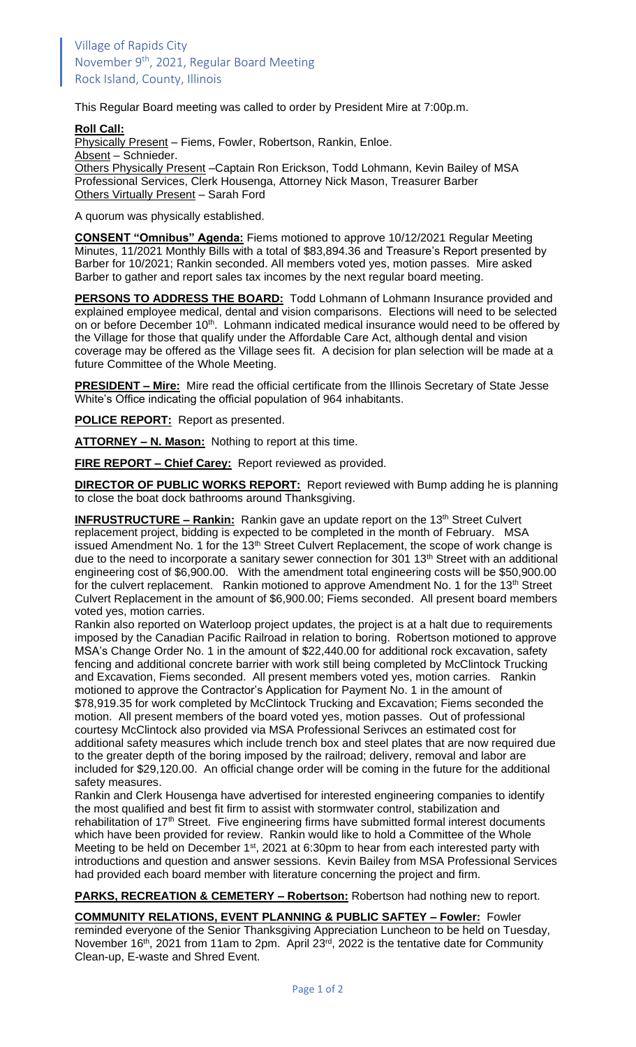Village of Rapids City
November 9th, 2021, Regular Board Meeting
Rock Island, County, Illinois

This Regular Board meeting was called to order by President Mire at 7:00p.m.

**Roll Call:**
Physically Present – Fiems, Fowler, Robertson, Rankin, Enloe.
Absent – Schnieder.
Others Physically Present –Captain Ron Erickson, Todd Lohmann, Kevin Bailey of MSA Professional Services, Clerk Housenga, Attorney Nick Mason, Treasurer Barber
Others Virtually Present – Sarah Ford

A quorum was physically established.

**CONSENT "Omnibus" Agenda:** Fiems motioned to approve 10/12/2021 Regular Meeting Minutes, 11/2021 Monthly Bills with a total of $83,894.36 and Treasure's Report presented by Barber for 10/2021; Rankin seconded. All members voted yes, motion passes. Mire asked Barber to gather and report sales tax incomes by the next regular board meeting.

**PERSONS TO ADDRESS THE BOARD:** Todd Lohmann of Lohmann Insurance provided and explained employee medical, dental and vision comparisons. Elections will need to be selected on or before December 10th. Lohmann indicated medical insurance would need to be offered by the Village for those that qualify under the Affordable Care Act, although dental and vision coverage may be offered as the Village sees fit. A decision for plan selection will be made at a future Committee of the Whole Meeting.

**PRESIDENT – Mire:** Mire read the official certificate from the Illinois Secretary of State Jesse White's Office indicating the official population of 964 inhabitants.

**POLICE REPORT:** Report as presented.

**ATTORNEY – N. Mason:** Nothing to report at this time.

**FIRE REPORT – Chief Carey:** Report reviewed as provided.

**DIRECTOR OF PUBLIC WORKS REPORT:** Report reviewed with Bump adding he is planning to close the boat dock bathrooms around Thanksgiving.

**INFRUSTRUCTURE – Rankin:** Rankin gave an update report on the 13th Street Culvert replacement project, bidding is expected to be completed in the month of February. MSA issued Amendment No. 1 for the 13th Street Culvert Replacement, the scope of work change is due to the need to incorporate a sanitary sewer connection for 301 13th Street with an additional engineering cost of $6,900.00. With the amendment total engineering costs will be $50,900.00 for the culvert replacement. Rankin motioned to approve Amendment No. 1 for the 13th Street Culvert Replacement in the amount of $6,900.00; Fiems seconded. All present board members voted yes, motion carries.

Rankin also reported on Waterloop project updates, the project is at a halt due to requirements imposed by the Canadian Pacific Railroad in relation to boring. Robertson motioned to approve MSA's Change Order No. 1 in the amount of $22,440.00 for additional rock excavation, safety fencing and additional concrete barrier with work still being completed by McClintock Trucking and Excavation, Fiems seconded. All present members voted yes, motion carries. Rankin motioned to approve the Contractor's Application for Payment No. 1 in the amount of $78,919.35 for work completed by McClintock Trucking and Excavation; Fiems seconded the motion. All present members of the board voted yes, motion passes. Out of professional courtesy McClintock also provided via MSA Professional Serivces an estimated cost for additional safety measures which include trench box and steel plates that are now required due to the greater depth of the boring imposed by the railroad; delivery, removal and labor are included for $29,120.00. An official change order will be coming in the future for the additional safety measures.

Rankin and Clerk Housenga have advertised for interested engineering companies to identify the most qualified and best fit firm to assist with stormwater control, stabilization and rehabilitation of 17th Street. Five engineering firms have submitted formal interest documents which have been provided for review. Rankin would like to hold a Committee of the Whole Meeting to be held on December 1st, 2021 at 6:30pm to hear from each interested party with introductions and question and answer sessions. Kevin Bailey from MSA Professional Services had provided each board member with literature concerning the project and firm.

**PARKS, RECREATION & CEMETERY – Robertson:** Robertson had nothing new to report.

**COMMUNITY RELATIONS, EVENT PLANNING & PUBLIC SAFTEY – Fowler:** Fowler reminded everyone of the Senior Thanksgiving Appreciation Luncheon to be held on Tuesday, November 16th, 2021 from 11am to 2pm. April 23rd, 2022 is the tentative date for Community Clean-up, E-waste and Shred Event.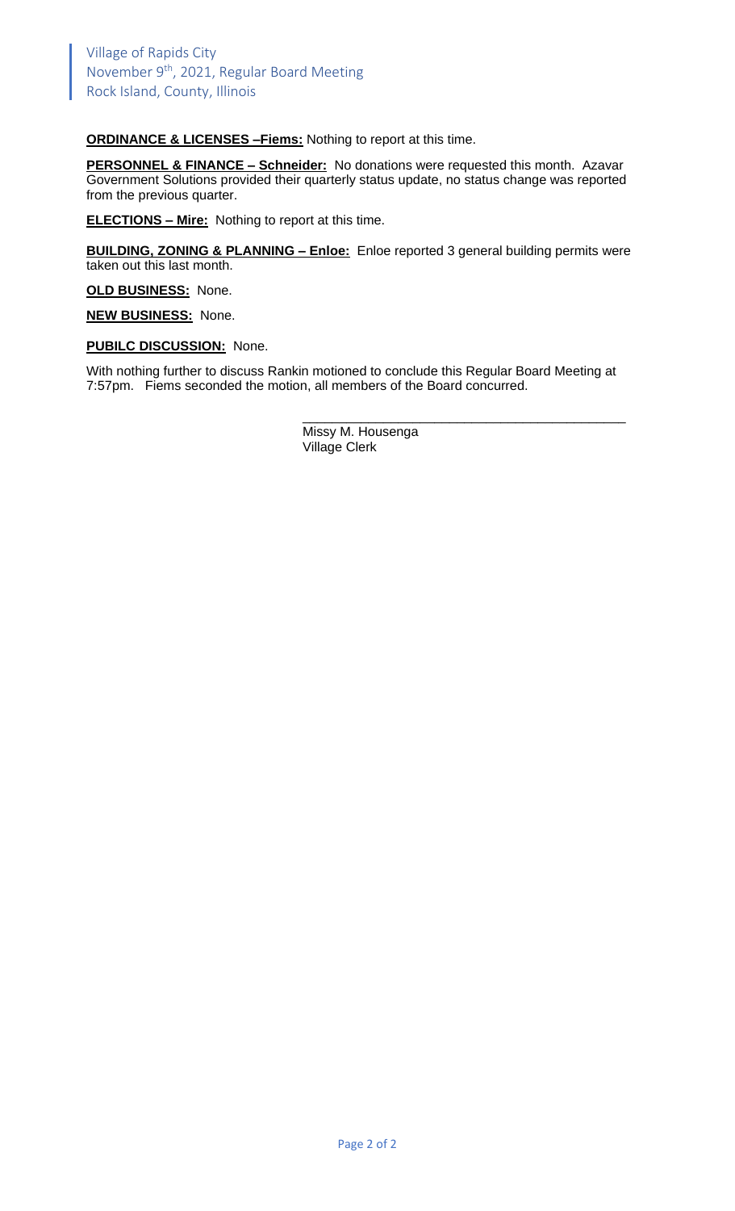**ORDINANCE & LICENSES –Fiems:** Nothing to report at this time.

**PERSONNEL & FINANCE – Schneider:** No donations were requested this month. Azavar Government Solutions provided their quarterly status update, no status change was reported from the previous quarter.

**ELECTIONS – Mire:** Nothing to report at this time.

**BUILDING, ZONING & PLANNING – Enloe:** Enloe reported 3 general building permits were taken out this last month.

**OLD BUSINESS:** None.

**NEW BUSINESS:** None.

**PUBILC DISCUSSION:** None.

With nothing further to discuss Rankin motioned to conclude this Regular Board Meeting at 7:57pm. Fiems seconded the motion, all members of the Board concurred.

\_\_\_\_\_\_\_\_\_\_\_\_\_\_\_\_\_\_\_\_\_\_\_\_\_\_\_\_\_\_\_\_\_\_\_\_\_\_\_\_\_\_\_\_

Missy M. Housenga
Village Clerk